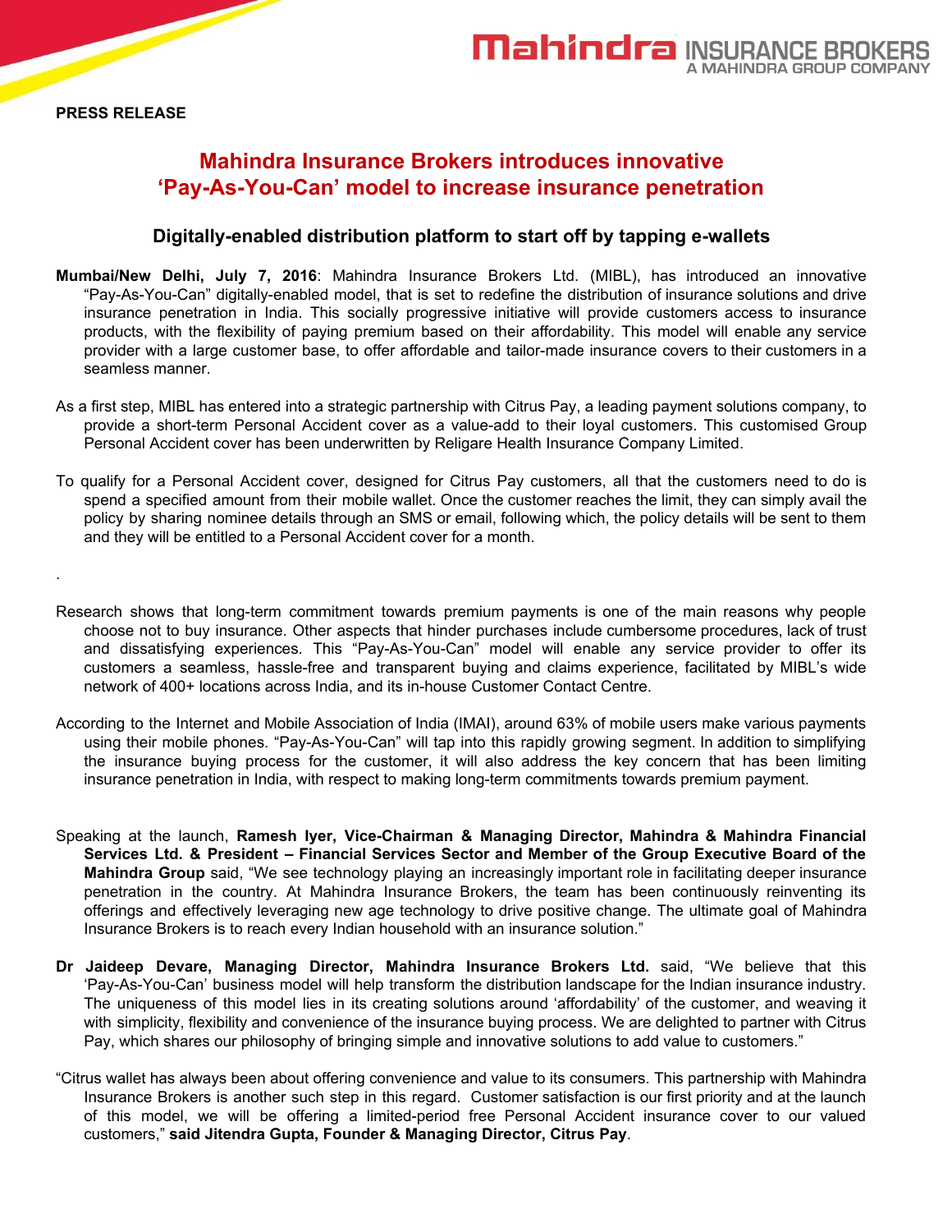**PRESS RELEASE**

# Mahindra Insurance Brokers introduces innovative 'Pay-As-You-Can' model to increase insurance penetration

## Digitally-enabled distribution platform to start off by tapping e-wallets

**Mumbai/New Delhi, July 7, 2016**: Mahindra Insurance Brokers Ltd. (MIBL), has introduced an innovative "Pay-As-You-Can" digitally-enabled model, that is set to redefine the distribution of insurance solutions and drive insurance penetration in India. This socially progressive initiative will provide customers access to insurance products, with the flexibility of paying premium based on their affordability. This model will enable any service provider with a large customer base, to offer affordable and tailor-made insurance covers to their customers in a seamless manner.

As a first step, MIBL has entered into a strategic partnership with Citrus Pay, a leading payment solutions company, to provide a short-term Personal Accident cover as a value-add to their loyal customers. This customised Group Personal Accident cover has been underwritten by Religare Health Insurance Company Limited.

To qualify for a Personal Accident cover, designed for Citrus Pay customers, all that the customers need to do is spend a specified amount from their mobile wallet. Once the customer reaches the limit, they can simply avail the policy by sharing nominee details through an SMS or email, following which, the policy details will be sent to them and they will be entitled to a Personal Accident cover for a month.

.

Research shows that long-term commitment towards premium payments is one of the main reasons why people choose not to buy insurance. Other aspects that hinder purchases include cumbersome procedures, lack of trust and dissatisfying experiences. This "Pay-As-You-Can" model will enable any service provider to offer its customers a seamless, hassle-free and transparent buying and claims experience, facilitated by MIBL's wide network of 400+ locations across India, and its in-house Customer Contact Centre.

According to the Internet and Mobile Association of India (IMAI), around 63% of mobile users make various payments using their mobile phones. "Pay-As-You-Can" will tap into this rapidly growing segment. In addition to simplifying the insurance buying process for the customer, it will also address the key concern that has been limiting insurance penetration in India, with respect to making long-term commitments towards premium payment.

Speaking at the launch, **Ramesh Iyer, Vice-Chairman & Managing Director, Mahindra & Mahindra Financial Services Ltd. & President – Financial Services Sector and Member of the Group Executive Board of the Mahindra Group** said, "We see technology playing an increasingly important role in facilitating deeper insurance penetration in the country. At Mahindra Insurance Brokers, the team has been continuously reinventing its offerings and effectively leveraging new age technology to drive positive change. The ultimate goal of Mahindra Insurance Brokers is to reach every Indian household with an insurance solution."

**Dr Jaideep Devare, Managing Director, Mahindra Insurance Brokers Ltd.** said, "We believe that this 'Pay-As-You-Can' business model will help transform the distribution landscape for the Indian insurance industry. The uniqueness of this model lies in its creating solutions around 'affordability' of the customer, and weaving it with simplicity, flexibility and convenience of the insurance buying process. We are delighted to partner with Citrus Pay, which shares our philosophy of bringing simple and innovative solutions to add value to customers."

"Citrus wallet has always been about offering convenience and value to its consumers. This partnership with Mahindra Insurance Brokers is another such step in this regard. Customer satisfaction is our first priority and at the launch of this model, we will be offering a limited-period free Personal Accident insurance cover to our valued customers," **said Jitendra Gupta, Founder & Managing Director, Citrus Pay**.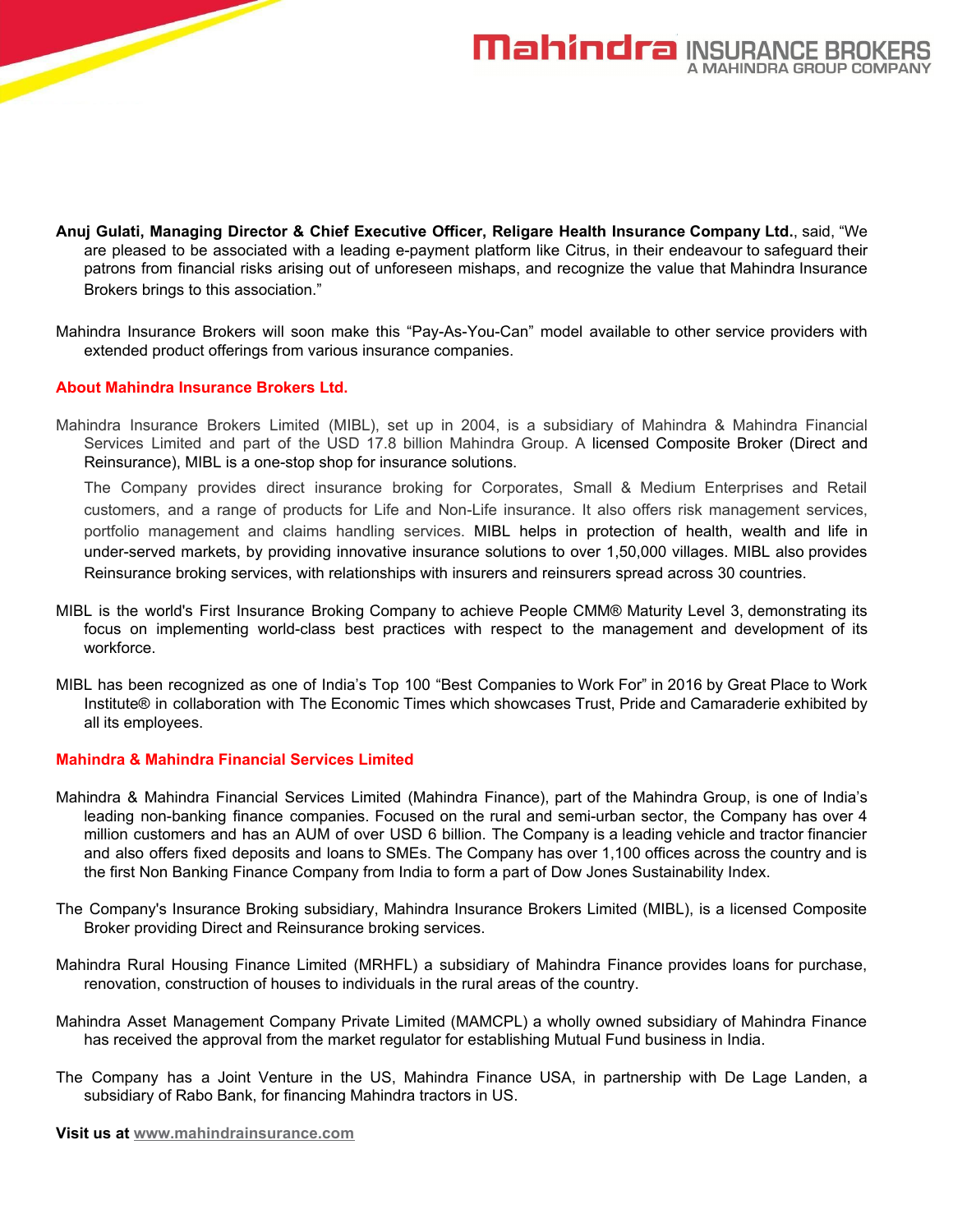**Anuj Gulati, Managing Director & Chief Executive Officer, Religare Health Insurance Company Ltd.**, said, "We are pleased to be associated with a leading e-payment platform like Citrus, in their endeavour to safeguard their patrons from financial risks arising out of unforeseen mishaps, and recognize the value that Mahindra Insurance Brokers brings to this association."

Mahindra Insurance Brokers will soon make this "Pay-As-You-Can" model available to other service providers with extended product offerings from various insurance companies.

## About Mahindra Insurance Brokers Ltd.

Mahindra Insurance Brokers Limited (MIBL), set up in 2004, is a subsidiary of Mahindra & Mahindra Financial Services Limited and part of the USD 17.8 billion Mahindra Group. A licensed Composite Broker (Direct and Reinsurance), MIBL is a one-stop shop for insurance solutions.

The Company provides direct insurance broking for Corporates, Small & Medium Enterprises and Retail customers, and a range of products for Life and Non-Life insurance. It also offers risk management services, portfolio management and claims handling services. MIBL helps in protection of health, wealth and life in under-served markets, by providing innovative insurance solutions to over 1,50,000 villages. MIBL also provides Reinsurance broking services, with relationships with insurers and reinsurers spread across 30 countries.

MIBL is the world's First Insurance Broking Company to achieve People CMM® Maturity Level 3, demonstrating its focus on implementing world-class best practices with respect to the management and development of its workforce.

MIBL has been recognized as one of India's Top 100 "Best Companies to Work For" in 2016 by Great Place to Work Institute® in collaboration with The Economic Times which showcases Trust, Pride and Camaraderie exhibited by all its employees.

## Mahindra & Mahindra Financial Services Limited

Mahindra & Mahindra Financial Services Limited (Mahindra Finance), part of the Mahindra Group, is one of India's leading non-banking finance companies. Focused on the rural and semi-urban sector, the Company has over 4 million customers and has an AUM of over USD 6 billion. The Company is a leading vehicle and tractor financier and also offers fixed deposits and loans to SMEs. The Company has over 1,100 offices across the country and is the first Non Banking Finance Company from India to form a part of Dow Jones Sustainability Index.

The Company's Insurance Broking subsidiary, Mahindra Insurance Brokers Limited (MIBL), is a licensed Composite Broker providing Direct and Reinsurance broking services.

Mahindra Rural Housing Finance Limited (MRHFL) a subsidiary of Mahindra Finance provides loans for purchase, renovation, construction of houses to individuals in the rural areas of the country.

Mahindra Asset Management Company Private Limited (MAMCPL) a wholly owned subsidiary of Mahindra Finance has received the approval from the market regulator for establishing Mutual Fund business in India.

The Company has a Joint Venture in the US, Mahindra Finance USA, in partnership with De Lage Landen, a subsidiary of Rabo Bank, for financing Mahindra tractors in US.

**Visit us at** www.mahindrainsurance.com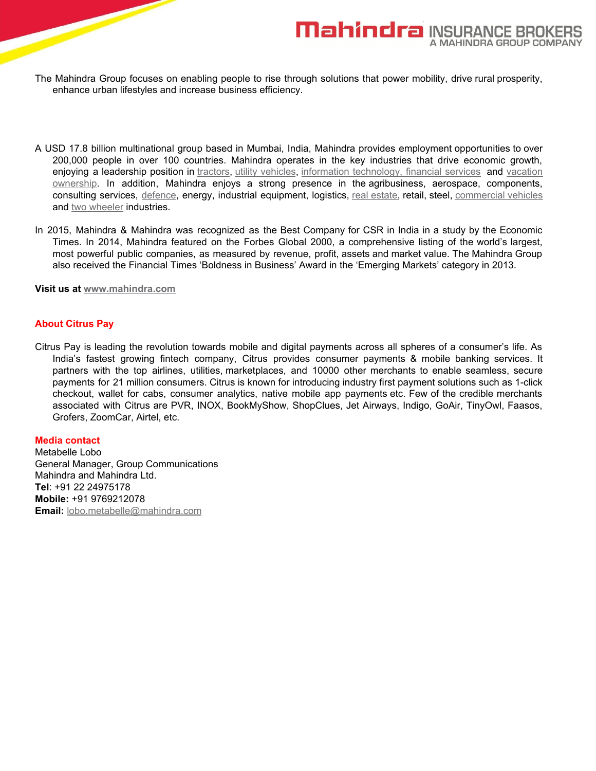The Mahindra Group focuses on enabling people to rise through solutions that power mobility, drive rural prosperity, enhance urban lifestyles and increase business efficiency.

A USD 17.8 billion multinational group based in Mumbai, India, Mahindra provides employment opportunities to over 200,000 people in over 100 countries. Mahindra operates in the key industries that drive economic growth, enjoying a leadership position in tractors, utility vehicles, information technology, financial services and vacation ownership. In addition, Mahindra enjoys a strong presence in the agribusiness, aerospace, components, consulting services, defence, energy, industrial equipment, logistics, real estate, retail, steel, commercial vehicles and two wheeler industries.

In 2015, Mahindra & Mahindra was recognized as the Best Company for CSR in India in a study by the Economic Times. In 2014, Mahindra featured on the Forbes Global 2000, a comprehensive listing of the world's largest, most powerful public companies, as measured by revenue, profit, assets and market value. The Mahindra Group also received the Financial Times 'Boldness in Business' Award in the 'Emerging Markets' category in 2013.

**Visit us at www.mahindra.com**

**About Citrus Pay**

Citrus Pay is leading the revolution towards mobile and digital payments across all spheres of a consumer's life. As India's fastest growing fintech company, Citrus provides consumer payments & mobile banking services. It partners with the top airlines, utilities, marketplaces, and 10000 other merchants to enable seamless, secure payments for 21 million consumers. Citrus is known for introducing industry first payment solutions such as 1-click checkout, wallet for cabs, consumer analytics, native mobile app payments etc. Few of the credible merchants associated with Citrus are PVR, INOX, BookMyShow, ShopClues, Jet Airways, Indigo, GoAir, TinyOwl, Faasos, Grofers, ZoomCar, Airtel, etc.

**Media contact**

Metabelle Lobo
General Manager, Group Communications
Mahindra and Mahindra Ltd.
**Tel**: +91 22 24975178
**Mobile:** +91 9769212078
**Email:** lobo.metabelle@mahindra.com